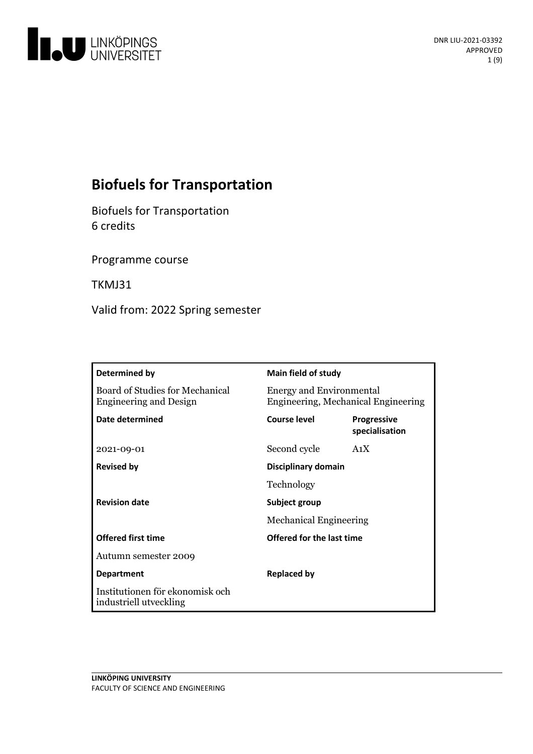# Biofuels for Transportation

Biofuels for Transportation
6 credits

Programme course

TKMJ31

Valid from: 2022 Spring semester

| **Determined by** | **Main field of study** | |
|---|---|---|
| Board of Studies for Mechanical Engineering and Design | Energy and Environmental Engineering, Mechanical Engineering | |
| **Date determined** | **Course level** | **Progressive specialisation** |
| 2021-09-01 | Second cycle | A1X |
| **Revised by** | **Disciplinary domain** | |
| | Technology | |
| **Revision date** | **Subject group** | |
| | Mechanical Engineering | |
| **Offered first time** | **Offered for the last time** | |
| Autumn semester 2009 | | |
| **Department** | **Replaced by** | |
| Institutionen för ekonomisk och industriell utveckling | | |

LINKÖPING UNIVERSITY
FACULTY OF SCIENCE AND ENGINEERING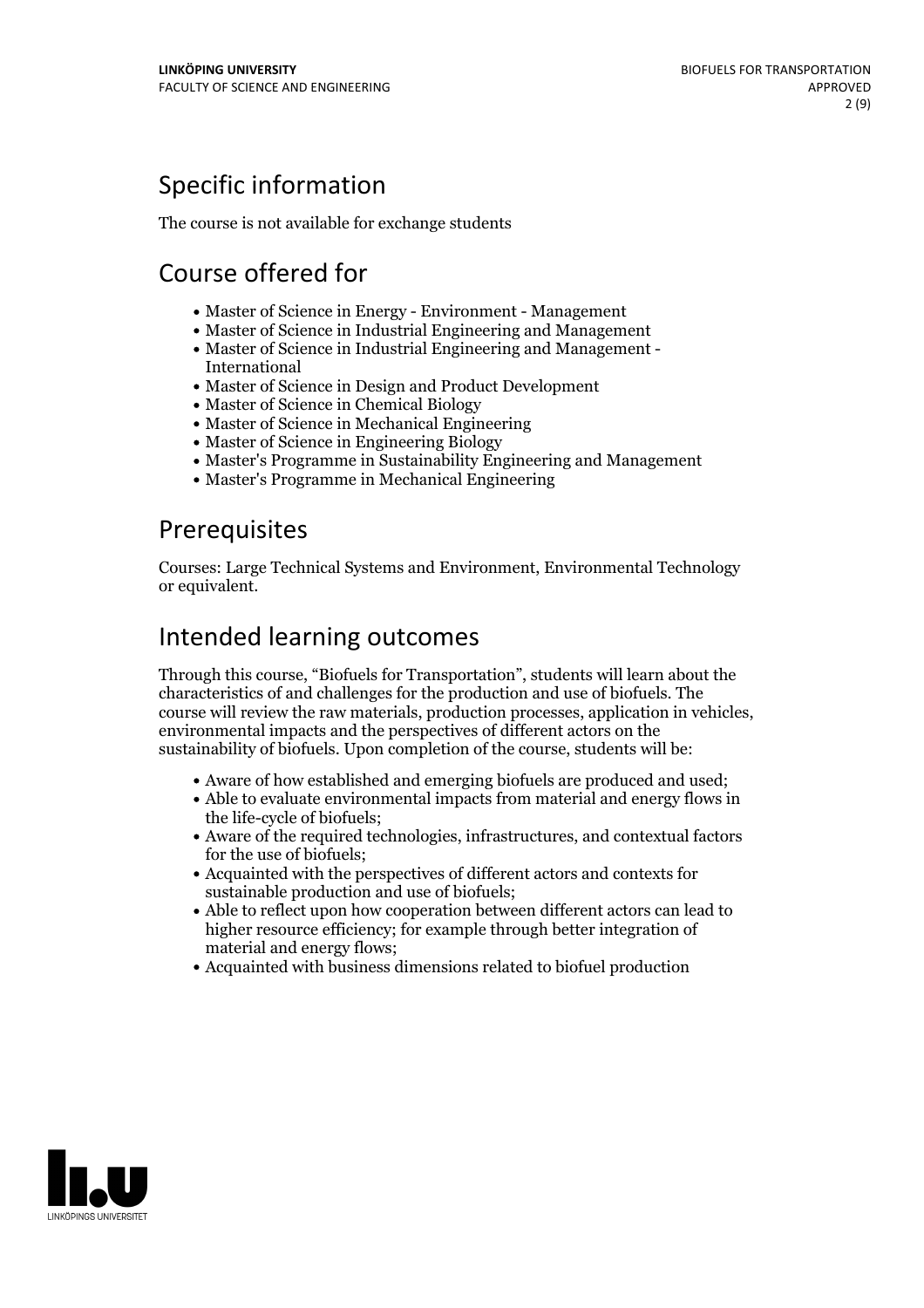## Specific information

The course is not available for exchange students

## Course offered for

- Master of Science in Energy - Environment - Management
- Master of Science in Industrial Engineering and Management
- Master of Science in Industrial Engineering and Management - International
- Master of Science in Design and Product Development
- Master of Science in Chemical Biology
- Master of Science in Mechanical Engineering
- Master of Science in Engineering Biology
- Master's Programme in Sustainability Engineering and Management
- Master's Programme in Mechanical Engineering

## Prerequisites

Courses: Large Technical Systems and Environment, Environmental Technology or equivalent.

## Intended learning outcomes

Through this course, "Biofuels for Transportation", students will learn about the characteristics of and challenges for the production and use of biofuels. The course will review the raw materials, production processes, application in vehicles, environmental impacts and the perspectives of different actors on the sustainability of biofuels. Upon completion of the course, students will be:

- Aware of how established and emerging biofuels are produced and used;
- Able to evaluate environmental impacts from material and energy flows in the life-cycle of biofuels;
- Aware of the required technologies, infrastructures, and contextual factors for the use of biofuels;
- Acquainted with the perspectives of different actors and contexts for sustainable production and use of biofuels;
- Able to reflect upon how cooperation between different actors can lead to higher resource efficiency; for example through better integration of material and energy flows;
- Acquainted with business dimensions related to biofuel production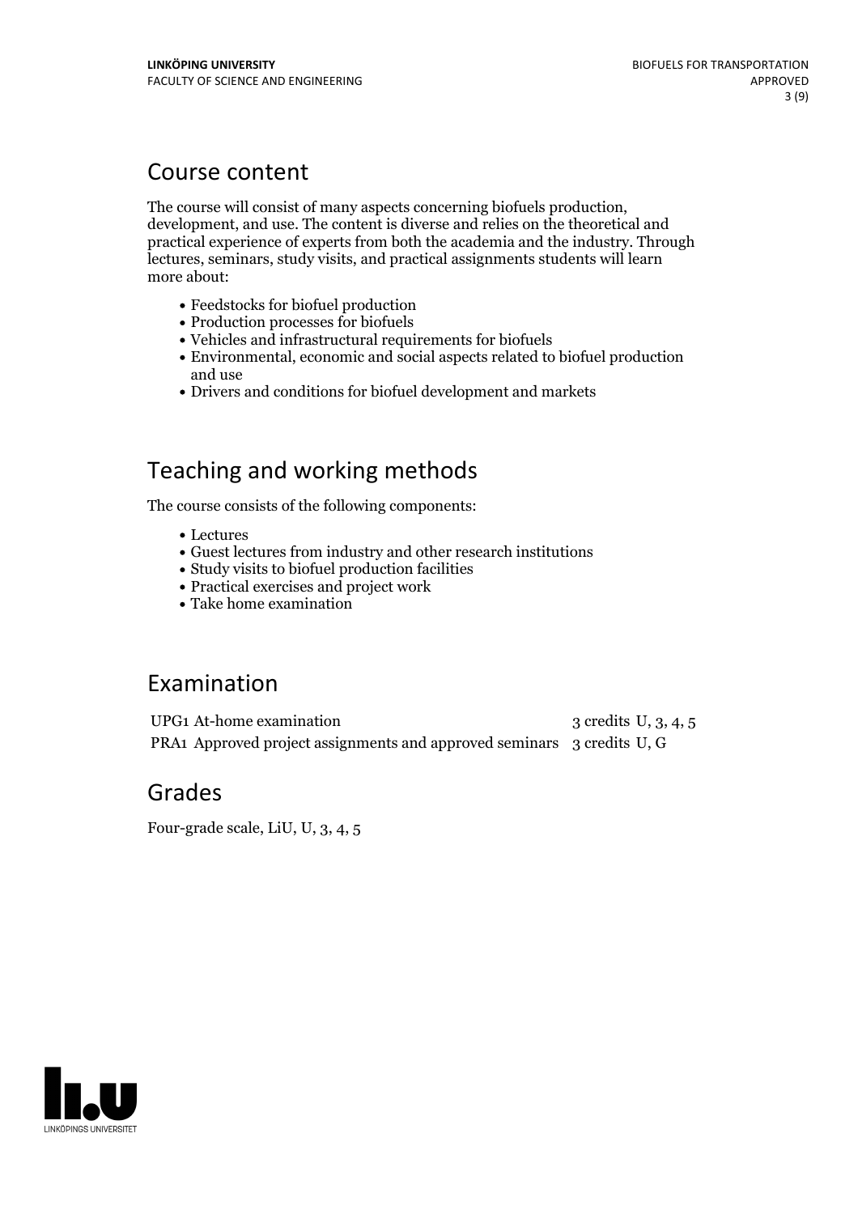## Course content

The course will consist of many aspects concerning biofuels production, development, and use. The content is diverse and relies on the theoretical and practical experience of experts from both the academia and the industry. Through lectures, seminars, study visits, and practical assignments students will learn more about:

- Feedstocks for biofuel production
- Production processes for biofuels
- Vehicles and infrastructural requirements for biofuels
- Environmental, economic and social aspects related to biofuel production and use
- Drivers and conditions for biofuel development and markets

## Teaching and working methods

The course consists of the following components:

- Lectures
- Guest lectures from industry and other research institutions
- Study visits to biofuel production facilities
- Practical exercises and project work
- Take home examination

## Examination

| | | | |
|---|---|---|---|
| UPG1 | At-home examination | 3 credits | U, 3, 4, 5 |
| PRA1 | Approved project assignments and approved seminars | 3 credits | U, G |

## Grades

Four-grade scale, LiU, U, 3, 4, 5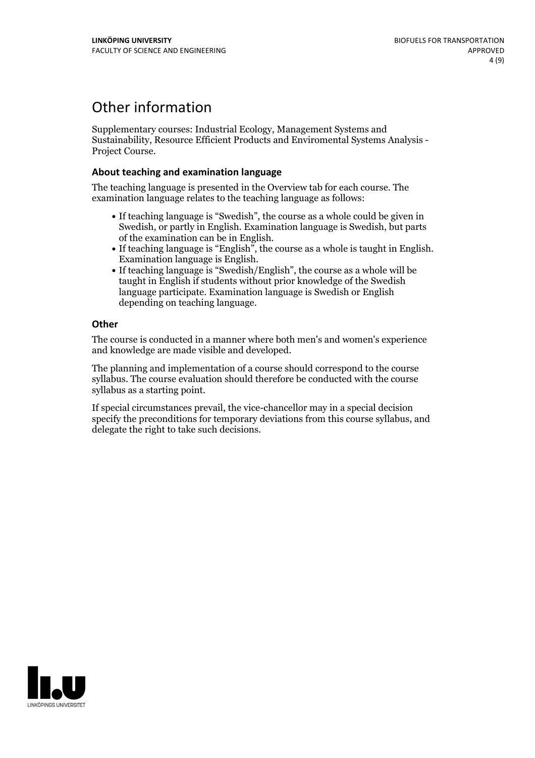# Other information

Supplementary courses: Industrial Ecology, Management Systems and Sustainability, Resource Efficient Products and Enviromental Systems Analysis - Project Course.

### About teaching and examination language

The teaching language is presented in the Overview tab for each course. The examination language relates to the teaching language as follows:

- If teaching language is "Swedish", the course as a whole could be given in Swedish, or partly in English. Examination language is Swedish, but parts of the examination can be in English.
- If teaching language is "English", the course as a whole is taught in English. Examination language is English.
- If teaching language is "Swedish/English", the course as a whole will be taught in English if students without prior knowledge of the Swedish language participate. Examination language is Swedish or English depending on teaching language.

### Other

The course is conducted in a manner where both men's and women's experience and knowledge are made visible and developed.

The planning and implementation of a course should correspond to the course syllabus. The course evaluation should therefore be conducted with the course syllabus as a starting point.

If special circumstances prevail, the vice-chancellor may in a special decision specify the preconditions for temporary deviations from this course syllabus, and delegate the right to take such decisions.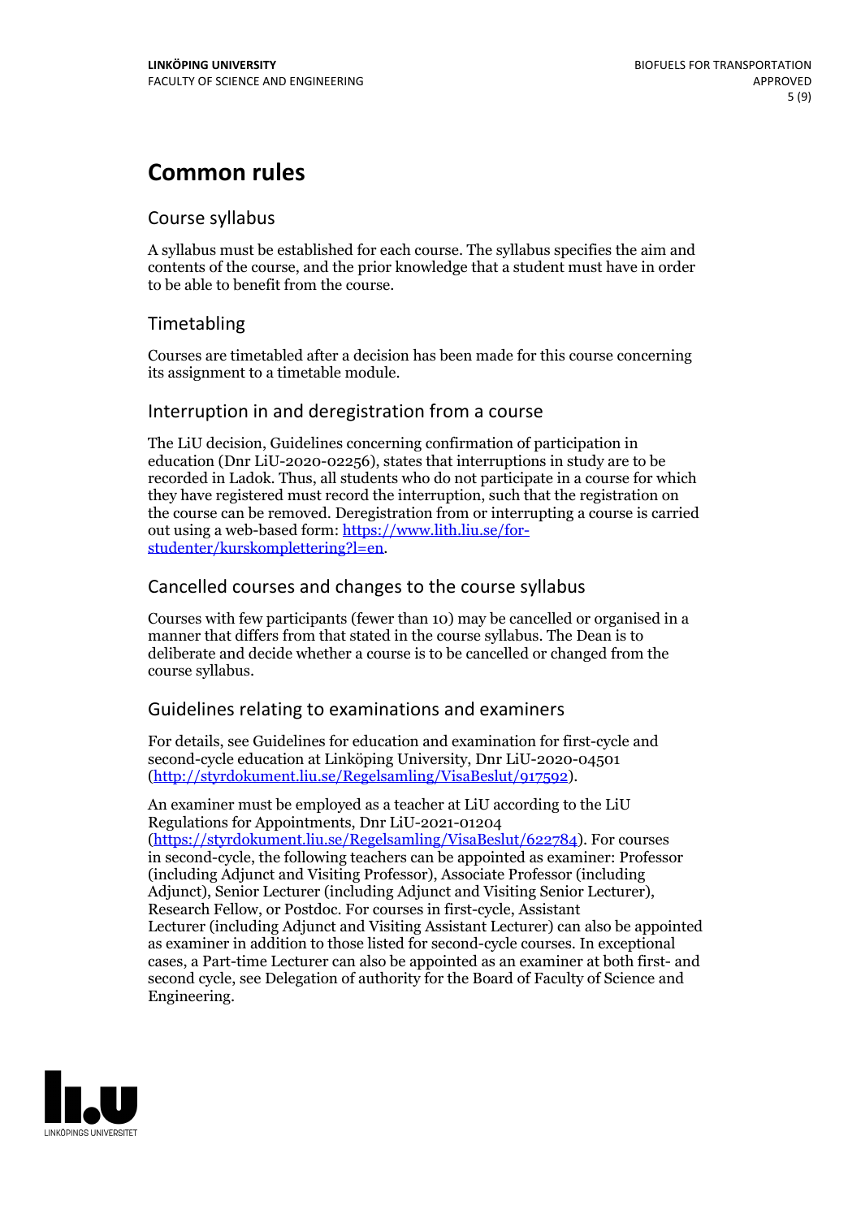# Common rules

## Course syllabus

A syllabus must be established for each course. The syllabus specifies the aim and contents of the course, and the prior knowledge that a student must have in order to be able to benefit from the course.

## Timetabling

Courses are timetabled after a decision has been made for this course concerning its assignment to a timetable module.

## Interruption in and deregistration from a course

The LiU decision, Guidelines concerning confirmation of participation in education (Dnr LiU-2020-02256), states that interruptions in study are to be recorded in Ladok. Thus, all students who do not participate in a course for which they have registered must record the interruption, such that the registration on the course can be removed. Deregistration from or interrupting a course is carried out using a web-based form: [https://www.lith.liu.se/for-studenter/kurskomplettering?l=en](https://www.lith.liu.se/for-studenter/kurskomplettering?l=en).

## Cancelled courses and changes to the course syllabus

Courses with few participants (fewer than 10) may be cancelled or organised in a manner that differs from that stated in the course syllabus. The Dean is to deliberate and decide whether a course is to be cancelled or changed from the course syllabus.

## Guidelines relating to examinations and examiners

For details, see Guidelines for education and examination for first-cycle and second-cycle education at Linköping University, Dnr LiU-2020-04501 ([http://styrdokument.liu.se/Regelsamling/VisaBeslut/917592](http://styrdokument.liu.se/Regelsamling/VisaBeslut/917592)).

An examiner must be employed as a teacher at LiU according to the LiU Regulations for Appointments, Dnr LiU-2021-01204 ([https://styrdokument.liu.se/Regelsamling/VisaBeslut/622784](https://styrdokument.liu.se/Regelsamling/VisaBeslut/622784)). For courses in second-cycle, the following teachers can be appointed as examiner: Professor (including Adjunct and Visiting Professor), Associate Professor (including Adjunct), Senior Lecturer (including Adjunct and Visiting Senior Lecturer), Research Fellow, or Postdoc. For courses in first-cycle, Assistant Lecturer (including Adjunct and Visiting Assistant Lecturer) can also be appointed as examiner in addition to those listed for second-cycle courses. In exceptional cases, a Part-time Lecturer can also be appointed as an examiner at both first- and second cycle, see Delegation of authority for the Board of Faculty of Science and Engineering.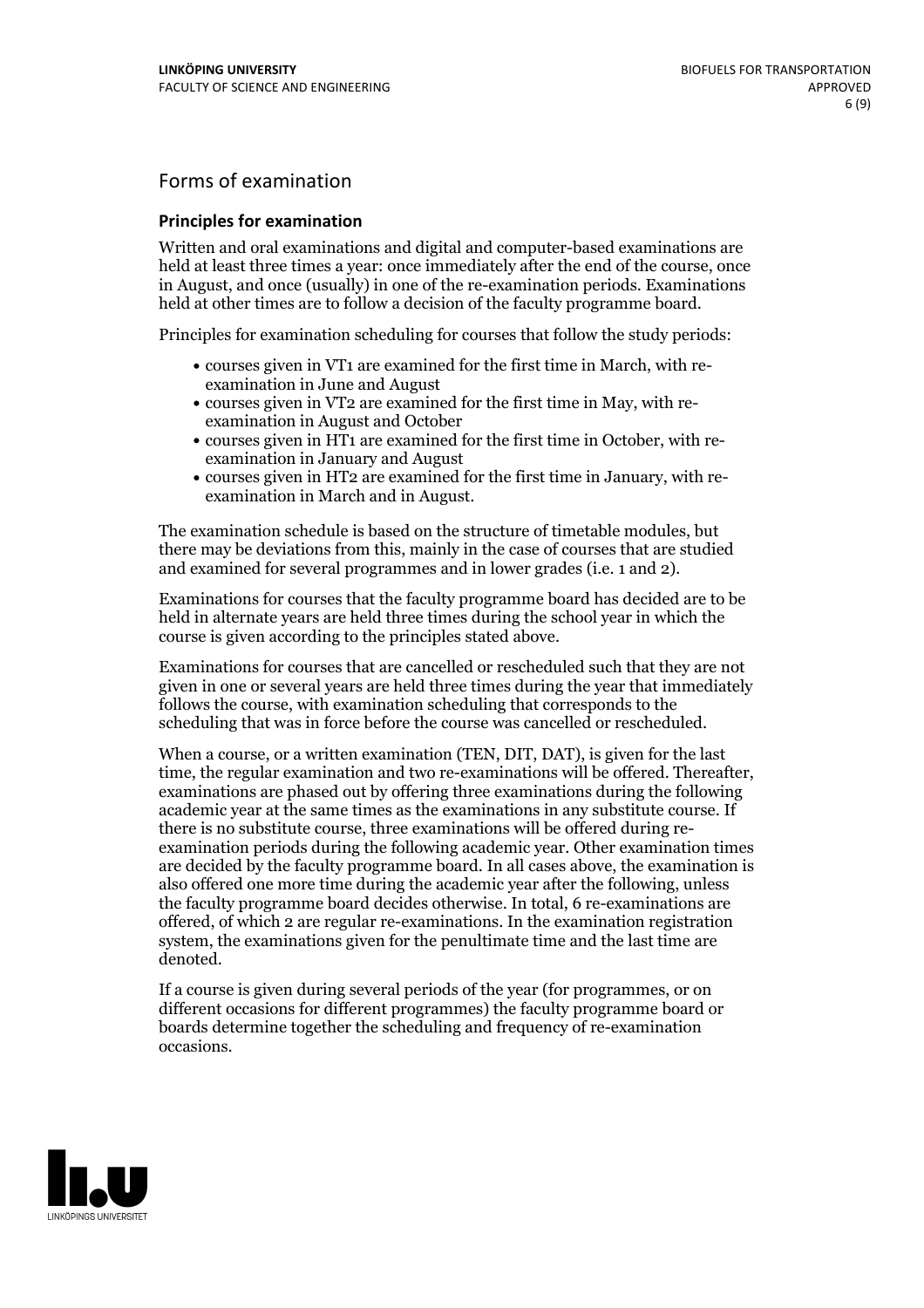## Forms of examination

### Principles for examination

Written and oral examinations and digital and computer-based examinations are held at least three times a year: once immediately after the end of the course, once in August, and once (usually) in one of the re-examination periods. Examinations held at other times are to follow a decision of the faculty programme board.

Principles for examination scheduling for courses that follow the study periods:

- courses given in VT1 are examined for the first time in March, with re-examination in June and August
- courses given in VT2 are examined for the first time in May, with re-examination in August and October
- courses given in HT1 are examined for the first time in October, with re-examination in January and August
- courses given in HT2 are examined for the first time in January, with re-examination in March and in August.

The examination schedule is based on the structure of timetable modules, but there may be deviations from this, mainly in the case of courses that are studied and examined for several programmes and in lower grades (i.e. 1 and 2).

Examinations for courses that the faculty programme board has decided are to be held in alternate years are held three times during the school year in which the course is given according to the principles stated above.

Examinations for courses that are cancelled or rescheduled such that they are not given in one or several years are held three times during the year that immediately follows the course, with examination scheduling that corresponds to the scheduling that was in force before the course was cancelled or rescheduled.

When a course, or a written examination (TEN, DIT, DAT), is given for the last time, the regular examination and two re-examinations will be offered. Thereafter, examinations are phased out by offering three examinations during the following academic year at the same times as the examinations in any substitute course. If there is no substitute course, three examinations will be offered during re-examination periods during the following academic year. Other examination times are decided by the faculty programme board. In all cases above, the examination is also offered one more time during the academic year after the following, unless the faculty programme board decides otherwise. In total, 6 re-examinations are offered, of which 2 are regular re-examinations. In the examination registration system, the examinations given for the penultimate time and the last time are denoted.

If a course is given during several periods of the year (for programmes, or on different occasions for different programmes) the faculty programme board or boards determine together the scheduling and frequency of re-examination occasions.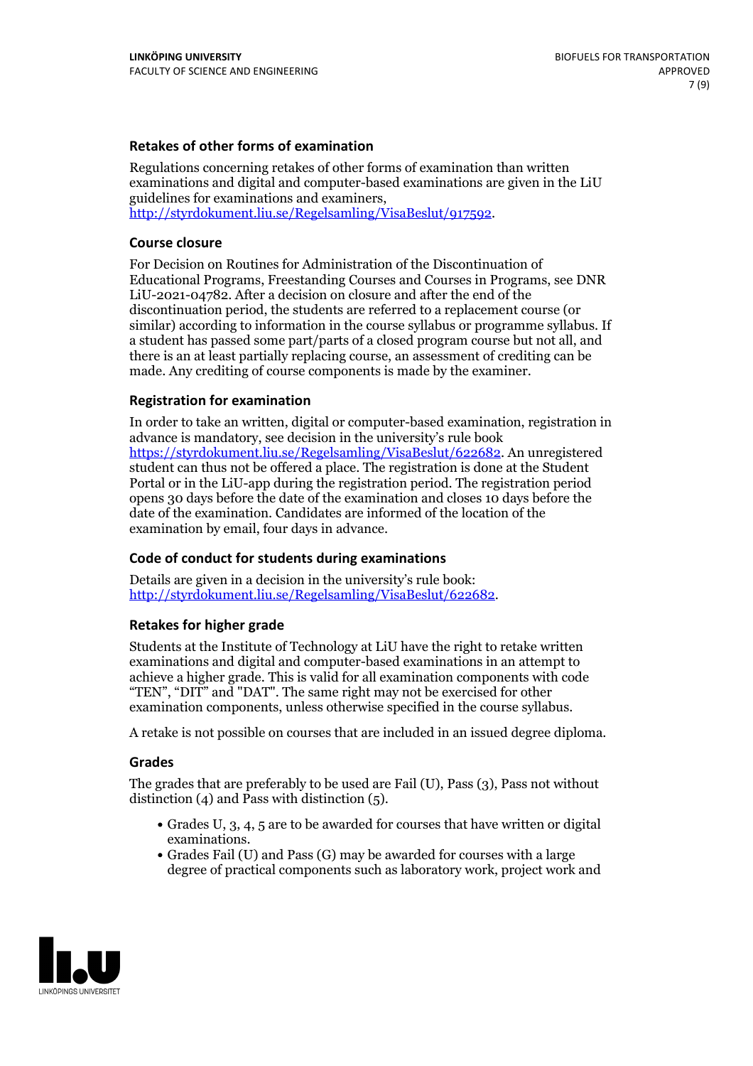### Retakes of other forms of examination

Regulations concerning retakes of other forms of examination than written examinations and digital and computer-based examinations are given in the LiU guidelines for examinations and examiners, http://styrdokument.liu.se/Regelsamling/VisaBeslut/917592.

### Course closure

For Decision on Routines for Administration of the Discontinuation of Educational Programs, Freestanding Courses and Courses in Programs, see DNR LiU-2021-04782. After a decision on closure and after the end of the discontinuation period, the students are referred to a replacement course (or similar) according to information in the course syllabus or programme syllabus. If a student has passed some part/parts of a closed program course but not all, and there is an at least partially replacing course, an assessment of crediting can be made. Any crediting of course components is made by the examiner.

### Registration for examination

In order to take an written, digital or computer-based examination, registration in advance is mandatory, see decision in the university's rule book https://styrdokument.liu.se/Regelsamling/VisaBeslut/622682. An unregistered student can thus not be offered a place. The registration is done at the Student Portal or in the LiU-app during the registration period. The registration period opens 30 days before the date of the examination and closes 10 days before the date of the examination. Candidates are informed of the location of the examination by email, four days in advance.

### Code of conduct for students during examinations

Details are given in a decision in the university's rule book: http://styrdokument.liu.se/Regelsamling/VisaBeslut/622682.

### Retakes for higher grade

Students at the Institute of Technology at LiU have the right to retake written examinations and digital and computer-based examinations in an attempt to achieve a higher grade. This is valid for all examination components with code "TEN", "DIT" and "DAT". The same right may not be exercised for other examination components, unless otherwise specified in the course syllabus.

A retake is not possible on courses that are included in an issued degree diploma.

### Grades

The grades that are preferably to be used are Fail (U), Pass (3), Pass not without distinction (4) and Pass with distinction (5).

- Grades U, 3, 4, 5 are to be awarded for courses that have written or digital examinations.
- Grades Fail (U) and Pass (G) may be awarded for courses with a large degree of practical components such as laboratory work, project work and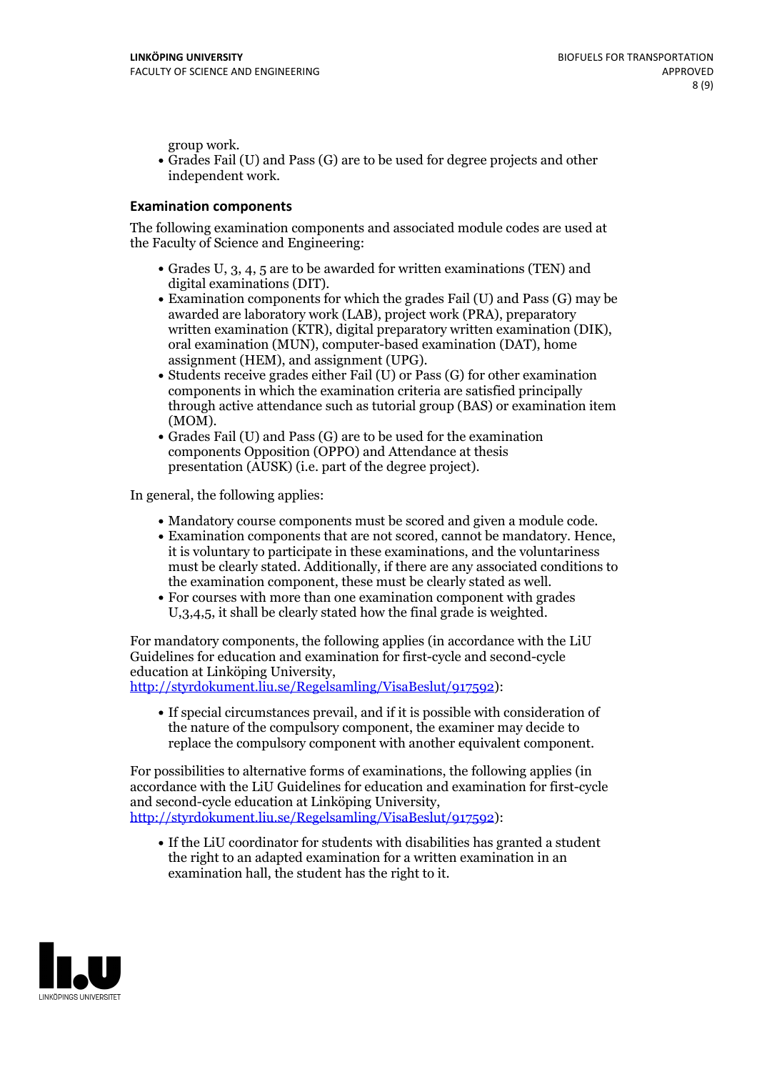group work.

- Grades Fail (U) and Pass (G) are to be used for degree projects and other independent work.

### Examination components

The following examination components and associated module codes are used at the Faculty of Science and Engineering:

- Grades U, 3, 4, 5 are to be awarded for written examinations (TEN) and digital examinations (DIT).
- Examination components for which the grades Fail (U) and Pass (G) may be awarded are laboratory work (LAB), project work (PRA), preparatory written examination (KTR), digital preparatory written examination (DIK), oral examination (MUN), computer-based examination (DAT), home assignment (HEM), and assignment (UPG).
- Students receive grades either Fail (U) or Pass (G) for other examination components in which the examination criteria are satisfied principally through active attendance such as tutorial group (BAS) or examination item (MOM).
- Grades Fail (U) and Pass (G) are to be used for the examination components Opposition (OPPO) and Attendance at thesis presentation (AUSK) (i.e. part of the degree project).

In general, the following applies:

- Mandatory course components must be scored and given a module code.
- Examination components that are not scored, cannot be mandatory. Hence, it is voluntary to participate in these examinations, and the voluntariness must be clearly stated. Additionally, if there are any associated conditions to the examination component, these must be clearly stated as well.
- For courses with more than one examination component with grades U,3,4,5, it shall be clearly stated how the final grade is weighted.

For mandatory components, the following applies (in accordance with the LiU Guidelines for education and examination for first-cycle and second-cycle education at Linköping University, http://styrdokument.liu.se/Regelsamling/VisaBeslut/917592):

- If special circumstances prevail, and if it is possible with consideration of the nature of the compulsory component, the examiner may decide to replace the compulsory component with another equivalent component.

For possibilities to alternative forms of examinations, the following applies (in accordance with the LiU Guidelines for education and examination for first-cycle and second-cycle education at Linköping University, http://styrdokument.liu.se/Regelsamling/VisaBeslut/917592):

- If the LiU coordinator for students with disabilities has granted a student the right to an adapted examination for a written examination in an examination hall, the student has the right to it.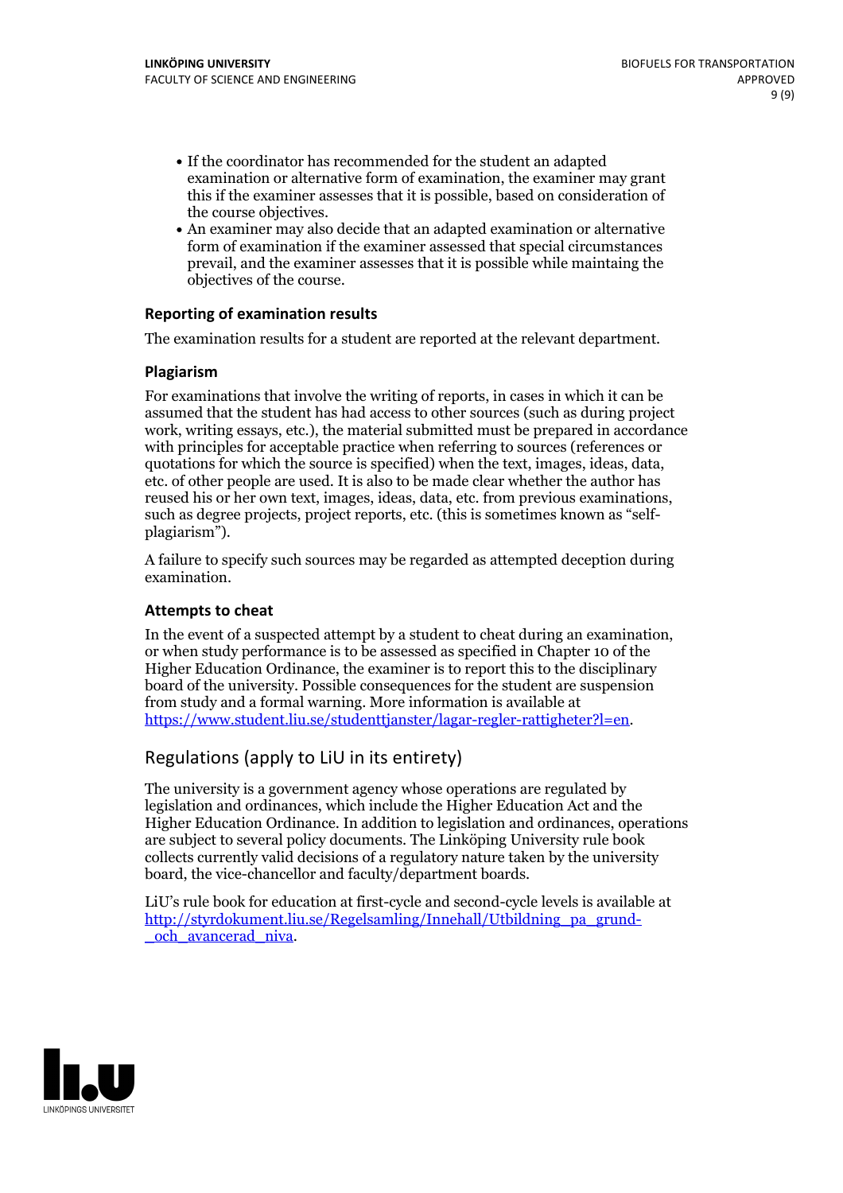- If the coordinator has recommended for the student an adapted examination or alternative form of examination, the examiner may grant this if the examiner assesses that it is possible, based on consideration of the course objectives.
- An examiner may also decide that an adapted examination or alternative form of examination if the examiner assessed that special circumstances prevail, and the examiner assesses that it is possible while maintaing the objectives of the course.

### Reporting of examination results

The examination results for a student are reported at the relevant department.

### Plagiarism

For examinations that involve the writing of reports, in cases in which it can be assumed that the student has had access to other sources (such as during project work, writing essays, etc.), the material submitted must be prepared in accordance with principles for acceptable practice when referring to sources (references or quotations for which the source is specified) when the text, images, ideas, data, etc. of other people are used. It is also to be made clear whether the author has reused his or her own text, images, ideas, data, etc. from previous examinations, such as degree projects, project reports, etc. (this is sometimes known as "self-plagiarism").

A failure to specify such sources may be regarded as attempted deception during examination.

### Attempts to cheat

In the event of a suspected attempt by a student to cheat during an examination, or when study performance is to be assessed as specified in Chapter 10 of the Higher Education Ordinance, the examiner is to report this to the disciplinary board of the university. Possible consequences for the student are suspension from study and a formal warning. More information is available at https://www.student.liu.se/studenttjanster/lagar-regler-rattigheter?l=en.

## Regulations (apply to LiU in its entirety)

The university is a government agency whose operations are regulated by legislation and ordinances, which include the Higher Education Act and the Higher Education Ordinance. In addition to legislation and ordinances, operations are subject to several policy documents. The Linköping University rule book collects currently valid decisions of a regulatory nature taken by the university board, the vice-chancellor and faculty/department boards.

LiU's rule book for education at first-cycle and second-cycle levels is available at http://styrdokument.liu.se/Regelsamling/Innehall/Utbildning_pa_grund-_och_avancerad_niva.